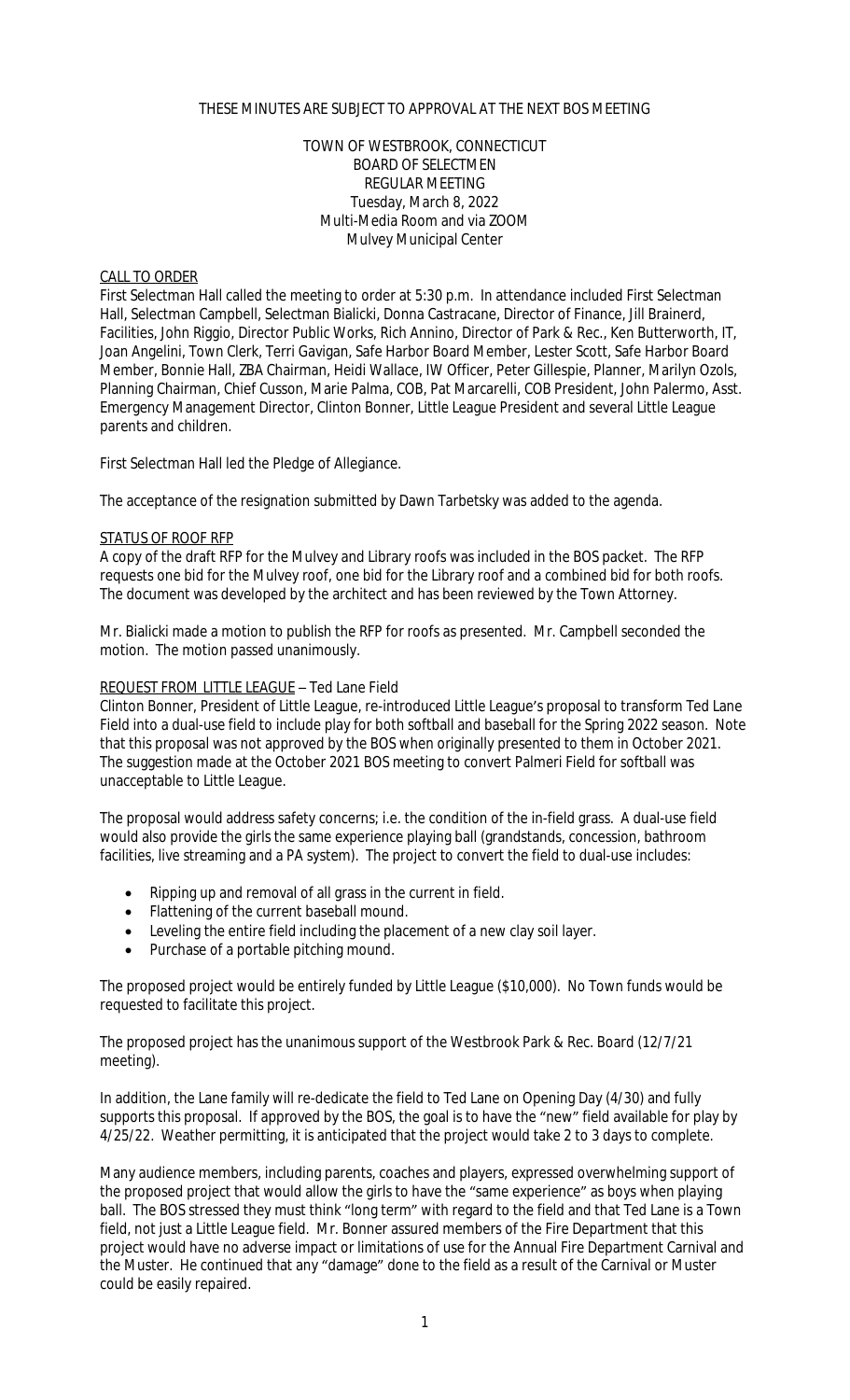THESE MINUTES ARE SUBJECT TO APPROVAL AT THE NEXT BOS MEETING

TOWN OF WESTBROOK, CONNECTICUT
BOARD OF SELECTMEN
REGULAR MEETING
Tuesday, March 8, 2022
Multi-Media Room and via ZOOM
Mulvey Municipal Center

## CALL TO ORDER

First Selectman Hall called the meeting to order at 5:30 p.m. In attendance included First Selectman Hall, Selectman Campbell, Selectman Bialicki, Donna Castracane, Director of Finance, Jill Brainerd, Facilities, John Riggio, Director Public Works, Rich Annino, Director of Park & Rec., Ken Butterworth, IT, Joan Angelini, Town Clerk, Terri Gavigan, Safe Harbor Board Member, Lester Scott, Safe Harbor Board Member, Bonnie Hall, ZBA Chairman, Heidi Wallace, IW Officer, Peter Gillespie, Planner, Marilyn Ozols, Planning Chairman, Chief Cusson, Marie Palma, COB, Pat Marcarelli, COB President, John Palermo, Asst. Emergency Management Director, Clinton Bonner, Little League President and several Little League parents and children.

First Selectman Hall led the Pledge of Allegiance.

The acceptance of the resignation submitted by Dawn Tarbetsky was added to the agenda.

## STATUS OF ROOF RFP

A copy of the draft RFP for the Mulvey and Library roofs was included in the BOS packet. The RFP requests one bid for the Mulvey roof, one bid for the Library roof and a combined bid for both roofs. The document was developed by the architect and has been reviewed by the Town Attorney.

Mr. Bialicki made a motion to publish the RFP for roofs as presented. Mr. Campbell seconded the motion. The motion passed unanimously.

## REQUEST FROM LITTLE LEAGUE – Ted Lane Field

Clinton Bonner, President of Little League, re-introduced Little League's proposal to transform Ted Lane Field into a dual-use field to include play for both softball and baseball for the Spring 2022 season. Note that this proposal was not approved by the BOS when originally presented to them in October 2021. The suggestion made at the October 2021 BOS meeting to convert Palmeri Field for softball was unacceptable to Little League.

The proposal would address safety concerns; i.e. the condition of the in-field grass. A dual-use field would also provide the girls the same experience playing ball (grandstands, concession, bathroom facilities, live streaming and a PA system). The project to convert the field to dual-use includes:

- Ripping up and removal of all grass in the current in field.
- Flattening of the current baseball mound.
- Leveling the entire field including the placement of a new clay soil layer.
- Purchase of a portable pitching mound.

The proposed project would be entirely funded by Little League ($10,000). No Town funds would be requested to facilitate this project.

The proposed project has the unanimous support of the Westbrook Park & Rec. Board (12/7/21 meeting).

In addition, the Lane family will re-dedicate the field to Ted Lane on Opening Day (4/30) and fully supports this proposal. If approved by the BOS, the goal is to have the "new" field available for play by 4/25/22. Weather permitting, it is anticipated that the project would take 2 to 3 days to complete.

Many audience members, including parents, coaches and players, expressed overwhelming support of the proposed project that would allow the girls to have the "same experience" as boys when playing ball. The BOS stressed they must think "long term" with regard to the field and that Ted Lane is a Town field, not just a Little League field. Mr. Bonner assured members of the Fire Department that this project would have no adverse impact or limitations of use for the Annual Fire Department Carnival and the Muster. He continued that any "damage" done to the field as a result of the Carnival or Muster could be easily repaired.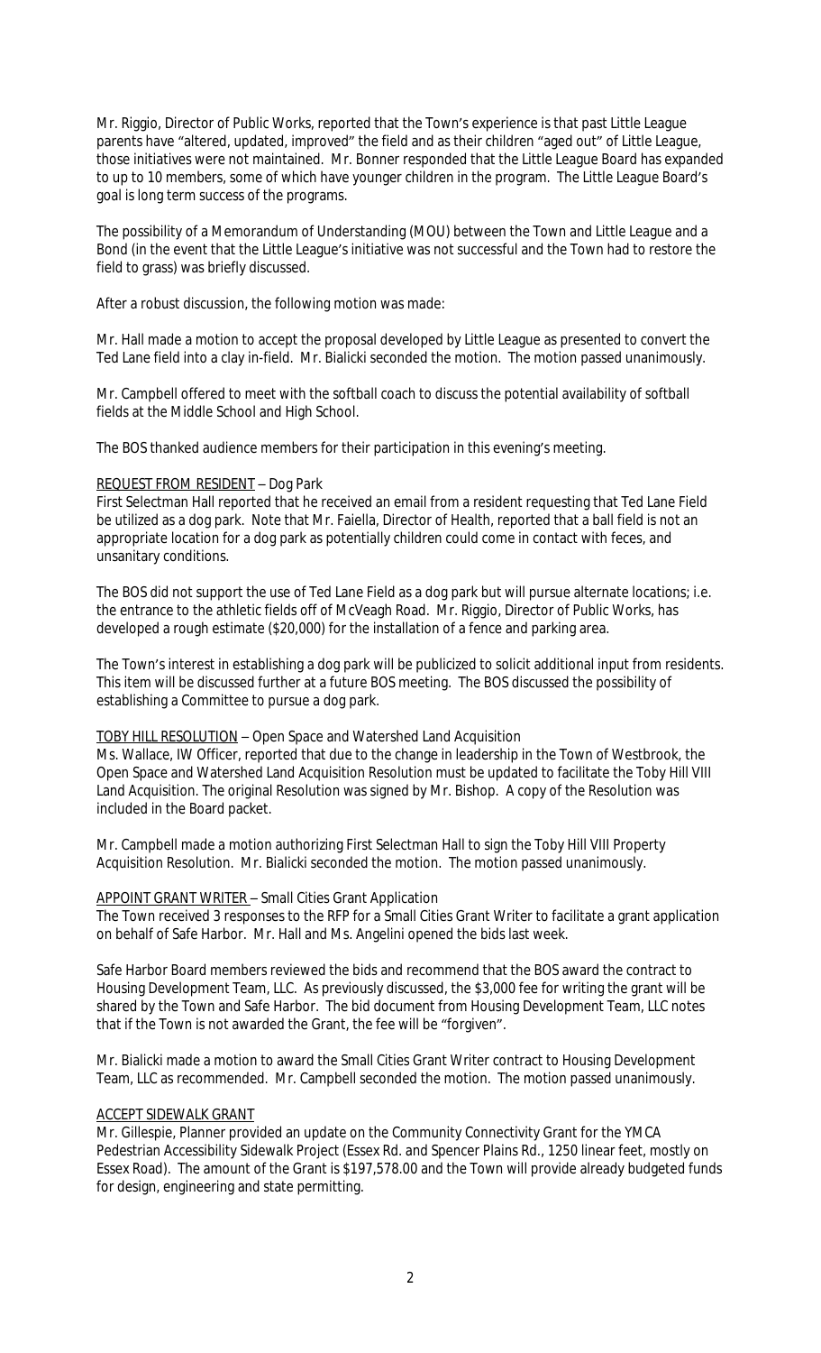Mr. Riggio, Director of Public Works, reported that the Town's experience is that past Little League parents have "altered, updated, improved" the field and as their children "aged out" of Little League, those initiatives were not maintained. Mr. Bonner responded that the Little League Board has expanded to up to 10 members, some of which have younger children in the program. The Little League Board's goal is long term success of the programs.

The possibility of a Memorandum of Understanding (MOU) between the Town and Little League and a Bond (in the event that the Little League's initiative was not successful and the Town had to restore the field to grass) was briefly discussed.

After a robust discussion, the following motion was made:

Mr. Hall made a motion to accept the proposal developed by Little League as presented to convert the Ted Lane field into a clay in-field. Mr. Bialicki seconded the motion. The motion passed unanimously.

Mr. Campbell offered to meet with the softball coach to discuss the potential availability of softball fields at the Middle School and High School.

The BOS thanked audience members for their participation in this evening's meeting.

<u>REQUEST FROM RESIDENT</u> – Dog Park

First Selectman Hall reported that he received an email from a resident requesting that Ted Lane Field be utilized as a dog park. Note that Mr. Faiella, Director of Health, reported that a ball field is not an appropriate location for a dog park as potentially children could come in contact with feces, and unsanitary conditions.

The BOS did not support the use of Ted Lane Field as a dog park but will pursue alternate locations; i.e. the entrance to the athletic fields off of McVeagh Road. Mr. Riggio, Director of Public Works, has developed a rough estimate ($20,000) for the installation of a fence and parking area.

The Town's interest in establishing a dog park will be publicized to solicit additional input from residents. This item will be discussed further at a future BOS meeting. The BOS discussed the possibility of establishing a Committee to pursue a dog park.

<u>TOBY HILL RESOLUTION</u> – Open Space and Watershed Land Acquisition

Ms. Wallace, IW Officer, reported that due to the change in leadership in the Town of Westbrook, the Open Space and Watershed Land Acquisition Resolution must be updated to facilitate the Toby Hill VIII Land Acquisition. The original Resolution was signed by Mr. Bishop. A copy of the Resolution was included in the Board packet.

Mr. Campbell made a motion authorizing First Selectman Hall to sign the Toby Hill VIII Property Acquisition Resolution. Mr. Bialicki seconded the motion. The motion passed unanimously.

<u>APPOINT GRANT WRITER</u> – Small Cities Grant Application

The Town received 3 responses to the RFP for a Small Cities Grant Writer to facilitate a grant application on behalf of Safe Harbor. Mr. Hall and Ms. Angelini opened the bids last week.

Safe Harbor Board members reviewed the bids and recommend that the BOS award the contract to Housing Development Team, LLC. As previously discussed, the $3,000 fee for writing the grant will be shared by the Town and Safe Harbor. The bid document from Housing Development Team, LLC notes that if the Town is not awarded the Grant, the fee will be "forgiven".

Mr. Bialicki made a motion to award the Small Cities Grant Writer contract to Housing Development Team, LLC as recommended. Mr. Campbell seconded the motion. The motion passed unanimously.

<u>ACCEPT SIDEWALK GRANT</u>

Mr. Gillespie, Planner provided an update on the Community Connectivity Grant for the YMCA Pedestrian Accessibility Sidewalk Project (Essex Rd. and Spencer Plains Rd., 1250 linear feet, mostly on Essex Road). The amount of the Grant is $197,578.00 and the Town will provide already budgeted funds for design, engineering and state permitting.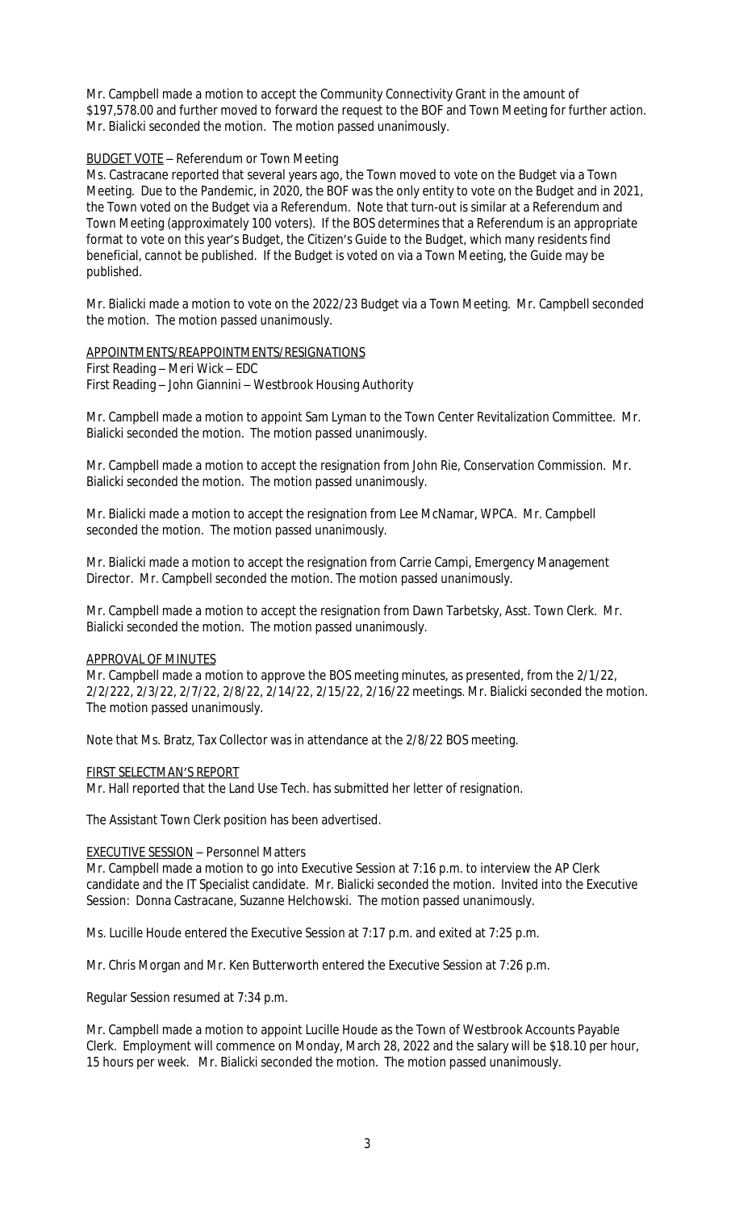Mr. Campbell made a motion to accept the Community Connectivity Grant in the amount of $197,578.00 and further moved to forward the request to the BOF and Town Meeting for further action. Mr. Bialicki seconded the motion. The motion passed unanimously.

BUDGET VOTE – Referendum or Town Meeting

Ms. Castracane reported that several years ago, the Town moved to vote on the Budget via a Town Meeting. Due to the Pandemic, in 2020, the BOF was the only entity to vote on the Budget and in 2021, the Town voted on the Budget via a Referendum. Note that turn-out is similar at a Referendum and Town Meeting (approximately 100 voters). If the BOS determines that a Referendum is an appropriate format to vote on this year's Budget, the Citizen's Guide to the Budget, which many residents find beneficial, cannot be published. If the Budget is voted on via a Town Meeting, the Guide may be published.

Mr. Bialicki made a motion to vote on the 2022/23 Budget via a Town Meeting. Mr. Campbell seconded the motion. The motion passed unanimously.

APPOINTMENTS/REAPPOINTMENTS/RESIGNATIONS

First Reading – Meri Wick – EDC
First Reading – John Giannini – Westbrook Housing Authority

Mr. Campbell made a motion to appoint Sam Lyman to the Town Center Revitalization Committee. Mr. Bialicki seconded the motion. The motion passed unanimously.

Mr. Campbell made a motion to accept the resignation from John Rie, Conservation Commission. Mr. Bialicki seconded the motion. The motion passed unanimously.

Mr. Bialicki made a motion to accept the resignation from Lee McNamar, WPCA. Mr. Campbell seconded the motion. The motion passed unanimously.

Mr. Bialicki made a motion to accept the resignation from Carrie Campi, Emergency Management Director. Mr. Campbell seconded the motion. The motion passed unanimously.

Mr. Campbell made a motion to accept the resignation from Dawn Tarbetsky, Asst. Town Clerk. Mr. Bialicki seconded the motion. The motion passed unanimously.

APPROVAL OF MINUTES

Mr. Campbell made a motion to approve the BOS meeting minutes, as presented, from the 2/1/22, 2/2/222, 2/3/22, 2/7/22, 2/8/22, 2/14/22, 2/15/22, 2/16/22 meetings. Mr. Bialicki seconded the motion. The motion passed unanimously.

Note that Ms. Bratz, Tax Collector was in attendance at the 2/8/22 BOS meeting.

FIRST SELECTMAN'S REPORT

Mr. Hall reported that the Land Use Tech. has submitted her letter of resignation.

The Assistant Town Clerk position has been advertised.

EXECUTIVE SESSION – Personnel Matters

Mr. Campbell made a motion to go into Executive Session at 7:16 p.m. to interview the AP Clerk candidate and the IT Specialist candidate. Mr. Bialicki seconded the motion. Invited into the Executive Session: Donna Castracane, Suzanne Helchowski. The motion passed unanimously.

Ms. Lucille Houde entered the Executive Session at 7:17 p.m. and exited at 7:25 p.m.

Mr. Chris Morgan and Mr. Ken Butterworth entered the Executive Session at 7:26 p.m.

Regular Session resumed at 7:34 p.m.

Mr. Campbell made a motion to appoint Lucille Houde as the Town of Westbrook Accounts Payable Clerk. Employment will commence on Monday, March 28, 2022 and the salary will be $18.10 per hour, 15 hours per week. Mr. Bialicki seconded the motion. The motion passed unanimously.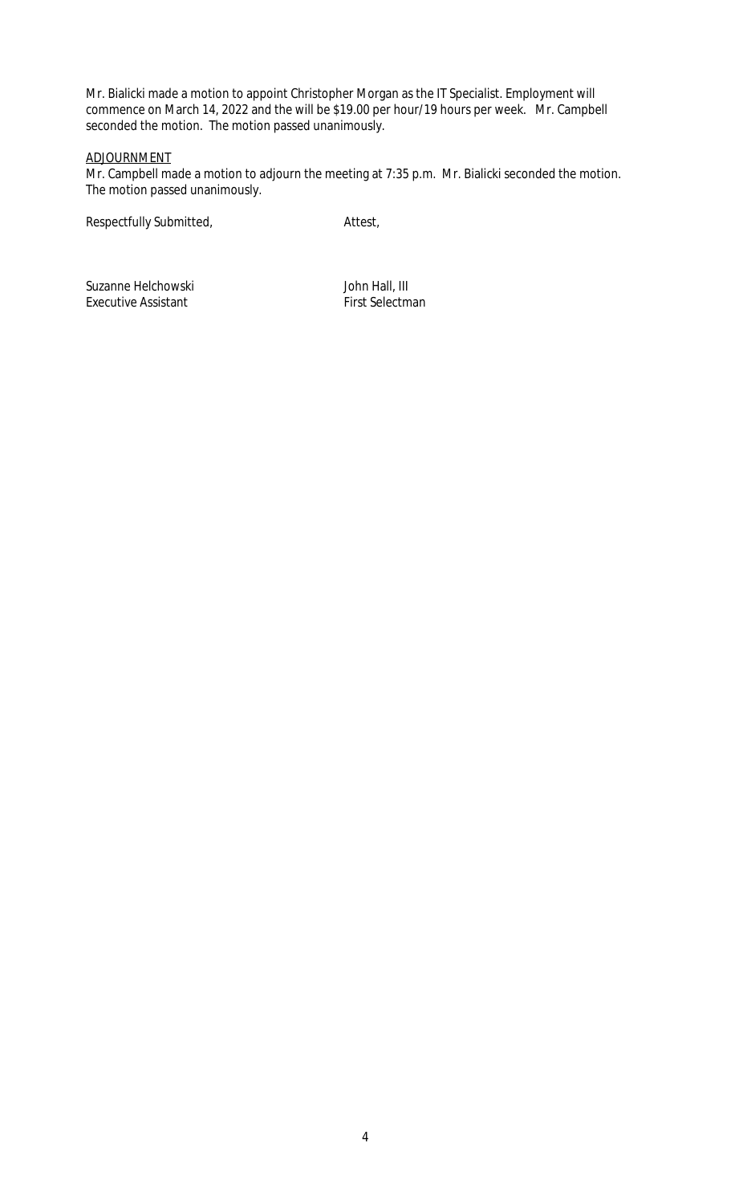Mr. Bialicki made a motion to appoint Christopher Morgan as the IT Specialist. Employment will commence on March 14, 2022 and the will be $19.00 per hour/19 hours per week. Mr. Campbell seconded the motion. The motion passed unanimously.

ADJOURNMENT

Mr. Campbell made a motion to adjourn the meeting at 7:35 p.m. Mr. Bialicki seconded the motion. The motion passed unanimously.

Respectfully Submitted,

Suzanne Helchowski
Executive Assistant

Attest,

John Hall, III
First Selectman